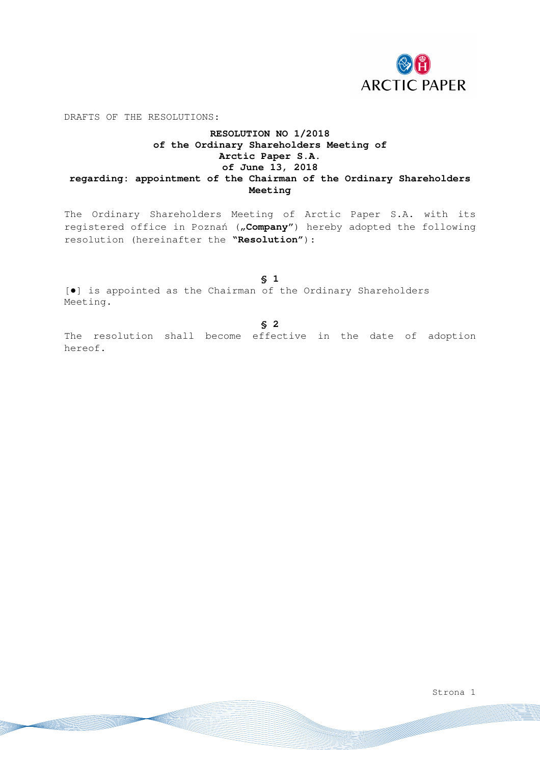DRAFTS OF THE RESOLUTIONS:

**RESOLUTION NO 1/2018**
**of the Ordinary Shareholders Meeting of**
**Arctic Paper S.A.**
**of June 13, 2018**
**regarding: appointment of the Chairman of the Ordinary Shareholders Meeting**

The Ordinary Shareholders Meeting of Arctic Paper S.A. with its registered office in Poznań („**Company**") hereby adopted the following resolution (hereinafter the **"Resolution"**):

**§ 1**

[●] is appointed as the Chairman of the Ordinary Shareholders Meeting.

**§ 2**

The resolution shall become effective in the date of adoption hereof.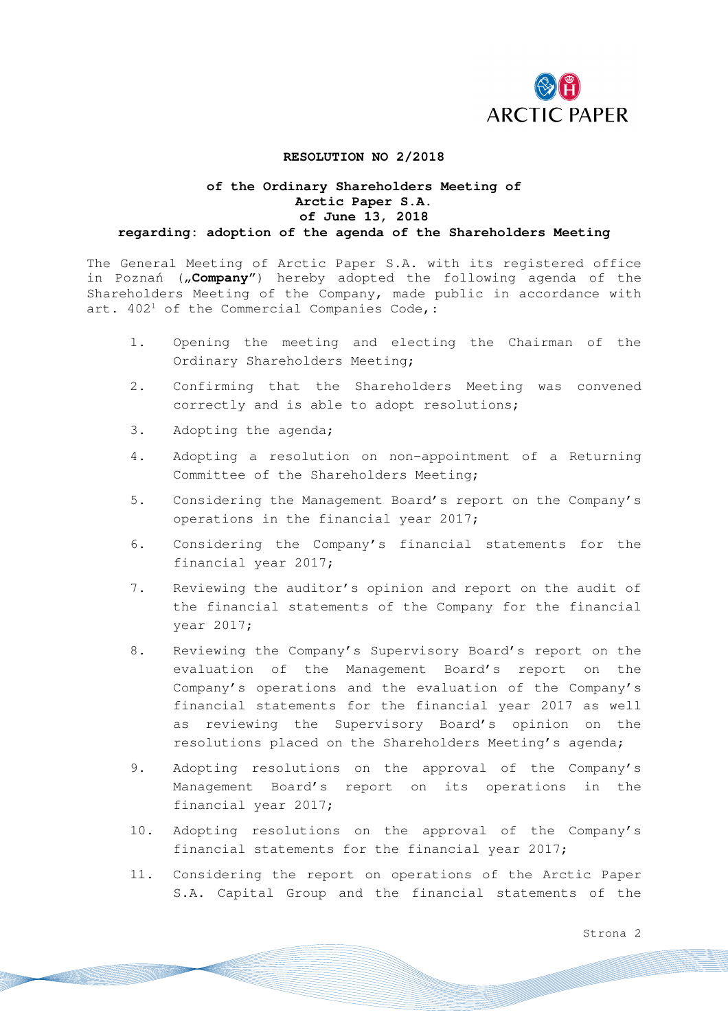**RESOLUTION NO 2/2018**

**of the Ordinary Shareholders Meeting of Arctic Paper S.A. of June 13, 2018 regarding: adoption of the agenda of the Shareholders Meeting**

The General Meeting of Arctic Paper S.A. with its registered office in Poznań („**Company**") hereby adopted the following agenda of the Shareholders Meeting of the Company, made public in accordance with art. 402[1] of the Commercial Companies Code,:

1. Opening the meeting and electing the Chairman of the Ordinary Shareholders Meeting;
2. Confirming that the Shareholders Meeting was convened correctly and is able to adopt resolutions;
3. Adopting the agenda;
4. Adopting a resolution on non-appointment of a Returning Committee of the Shareholders Meeting;
5. Considering the Management Board's report on the Company's operations in the financial year 2017;
6. Considering the Company's financial statements for the financial year 2017;
7. Reviewing the auditor's opinion and report on the audit of the financial statements of the Company for the financial year 2017;
8. Reviewing the Company's Supervisory Board's report on the evaluation of the Management Board's report on the Company's operations and the evaluation of the Company's financial statements for the financial year 2017 as well as reviewing the Supervisory Board's opinion on the resolutions placed on the Shareholders Meeting's agenda;
9. Adopting resolutions on the approval of the Company's Management Board's report on its operations in the financial year 2017;
10. Adopting resolutions on the approval of the Company's financial statements for the financial year 2017;
11. Considering the report on operations of the Arctic Paper S.A. Capital Group and the financial statements of the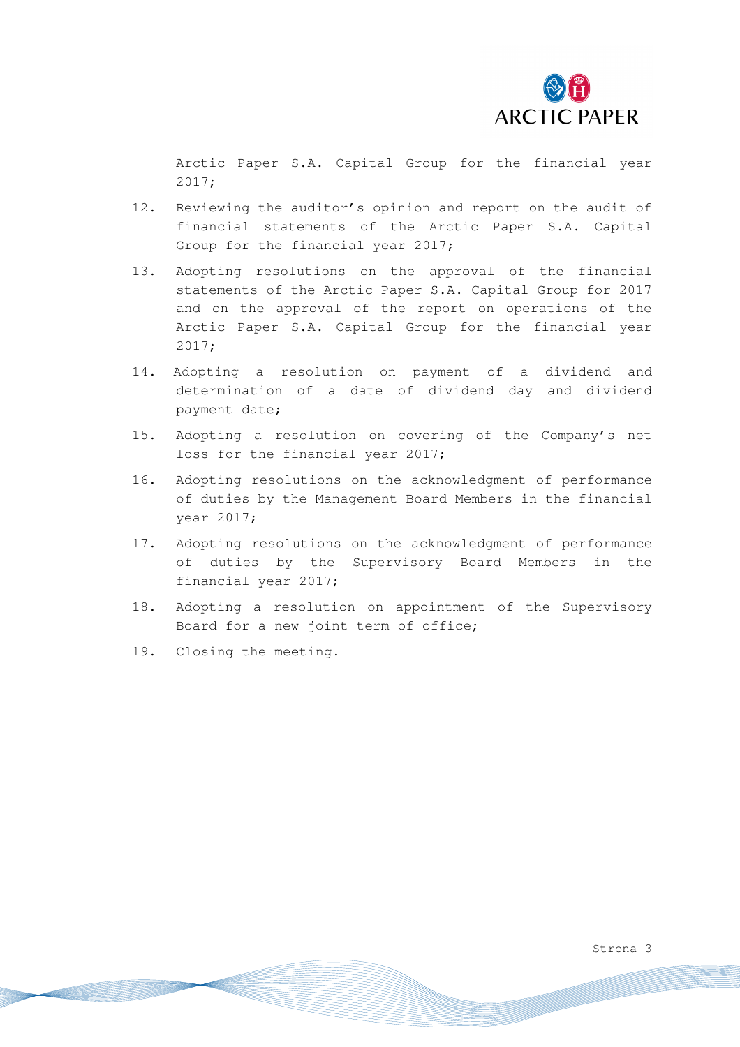Arctic Paper S.A. Capital Group for the financial year 2017;

12. Reviewing the auditor's opinion and report on the audit of financial statements of the Arctic Paper S.A. Capital Group for the financial year 2017;
13. Adopting resolutions on the approval of the financial statements of the Arctic Paper S.A. Capital Group for 2017 and on the approval of the report on operations of the Arctic Paper S.A. Capital Group for the financial year 2017;
14. Adopting a resolution on payment of a dividend and determination of a date of dividend day and dividend payment date;
15. Adopting a resolution on covering of the Company's net loss for the financial year 2017;
16. Adopting resolutions on the acknowledgment of performance of duties by the Management Board Members in the financial year 2017;
17. Adopting resolutions on the acknowledgment of performance of duties by the Supervisory Board Members in the financial year 2017;
18. Adopting a resolution on appointment of the Supervisory Board for a new joint term of office;
19. Closing the meeting.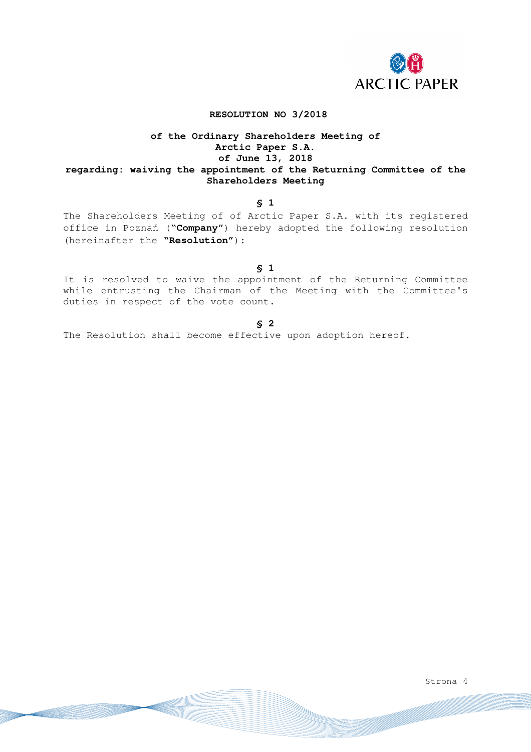**RESOLUTION NO 3/2018**

**of the Ordinary Shareholders Meeting of Arctic Paper S.A. of June 13, 2018 regarding: waiving the appointment of the Returning Committee of the Shareholders Meeting**

**§ 1**

The Shareholders Meeting of of Arctic Paper S.A. with its registered office in Poznań (**"Company"**) hereby adopted the following resolution (hereinafter the **"Resolution"**):

**§ 1**

It is resolved to waive the appointment of the Returning Committee while entrusting the Chairman of the Meeting with the Committee's duties in respect of the vote count.

**§ 2**

The Resolution shall become effective upon adoption hereof.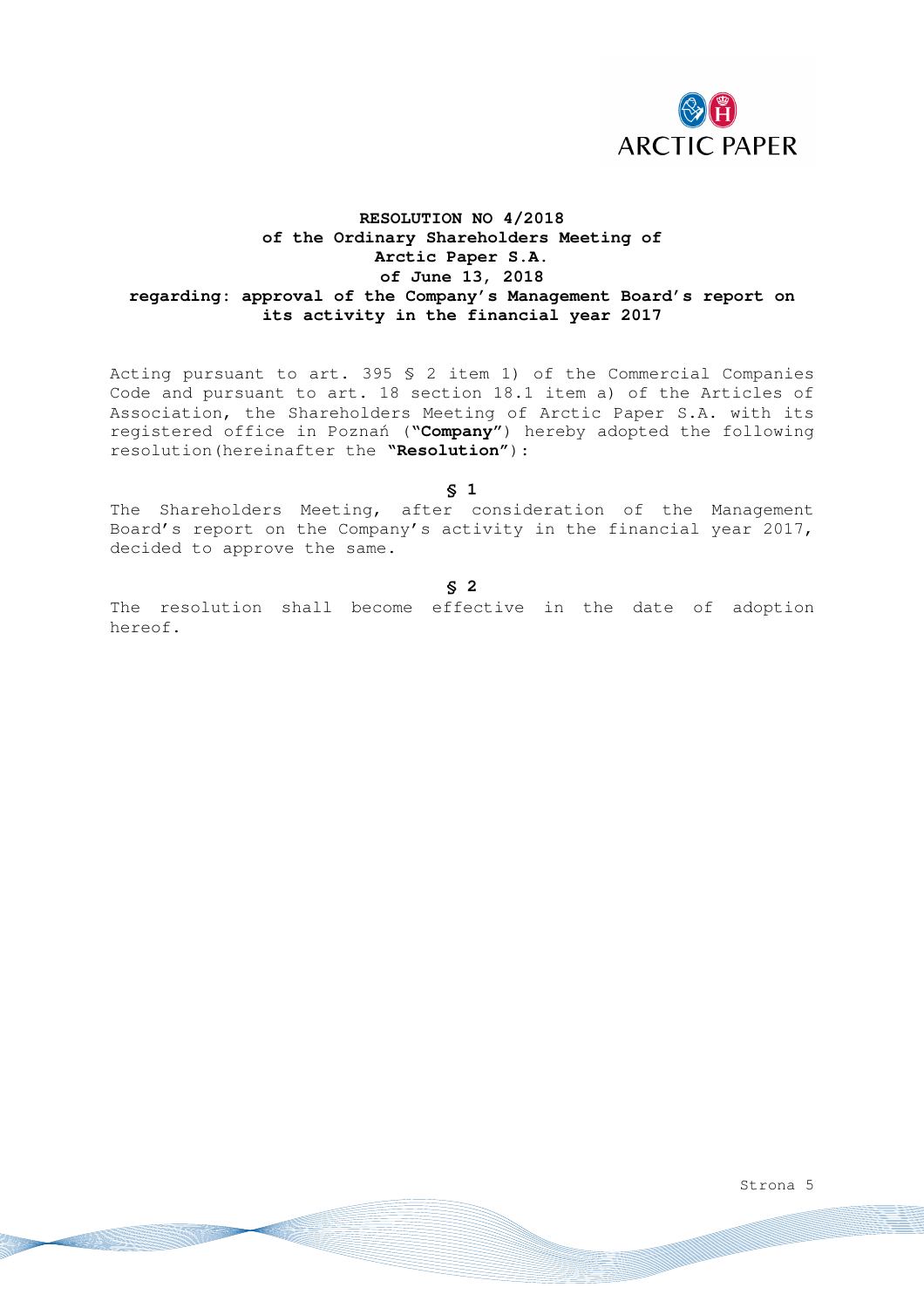**RESOLUTION NO 4/2018**
**of the Ordinary Shareholders Meeting of**
**Arctic Paper S.A.**
**of June 13, 2018**
**regarding: approval of the Company's Management Board's report on its activity in the financial year 2017**

Acting pursuant to art. 395 § 2 item 1) of the Commercial Companies Code and pursuant to art. 18 section 18.1 item a) of the Articles of Association, the Shareholders Meeting of Arctic Paper S.A. with its registered office in Poznań (**"Company"**) hereby adopted the following resolution(hereinafter the **"Resolution"**):

**§ 1**

The Shareholders Meeting, after consideration of the Management Board's report on the Company's activity in the financial year 2017, decided to approve the same.

**§ 2**

The resolution shall become effective in the date of adoption hereof.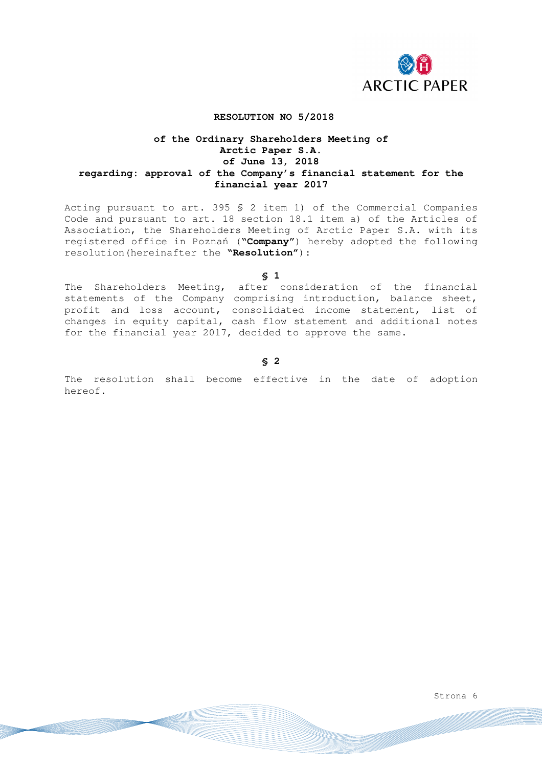**RESOLUTION NO 5/2018**

**of the Ordinary Shareholders Meeting of Arctic Paper S.A. of June 13, 2018 regarding: approval of the Company's financial statement for the financial year 2017**

Acting pursuant to art. 395 § 2 item 1) of the Commercial Companies Code and pursuant to art. 18 section 18.1 item a) of the Articles of Association, the Shareholders Meeting of Arctic Paper S.A. with its registered office in Poznań (**"Company"**) hereby adopted the following resolution(hereinafter the **"Resolution"**):

**§ 1**

The Shareholders Meeting, after consideration of the financial statements of the Company comprising introduction, balance sheet, profit and loss account, consolidated income statement, list of changes in equity capital, cash flow statement and additional notes for the financial year 2017, decided to approve the same.

**§ 2**

The resolution shall become effective in the date of adoption hereof.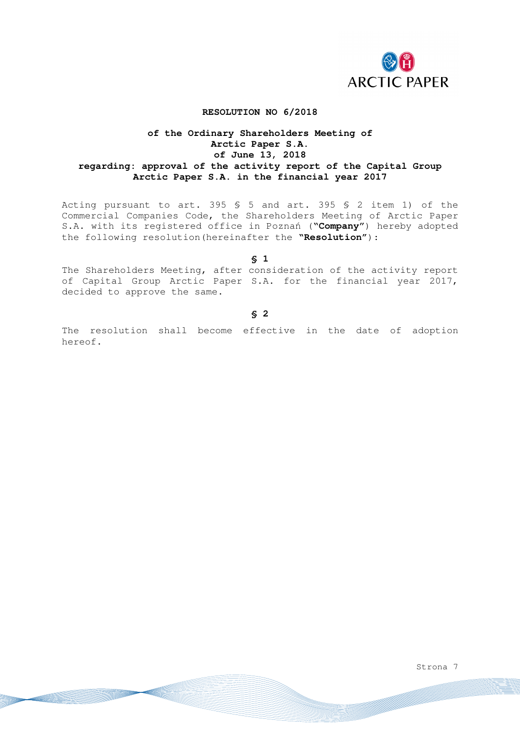**RESOLUTION NO 6/2018**

**of the Ordinary Shareholders Meeting of Arctic Paper S.A. of June 13, 2018 regarding: approval of the activity report of the Capital Group Arctic Paper S.A. in the financial year 2017**

Acting pursuant to art. 395 § 5 and art. 395 § 2 item 1) of the Commercial Companies Code, the Shareholders Meeting of Arctic Paper S.A. with its registered office in Poznań (**"Company"**) hereby adopted the following resolution(hereinafter the **"Resolution"**):

**§ 1**

The Shareholders Meeting, after consideration of the activity report of Capital Group Arctic Paper S.A. for the financial year 2017, decided to approve the same.

**§ 2**

The resolution shall become effective in the date of adoption hereof.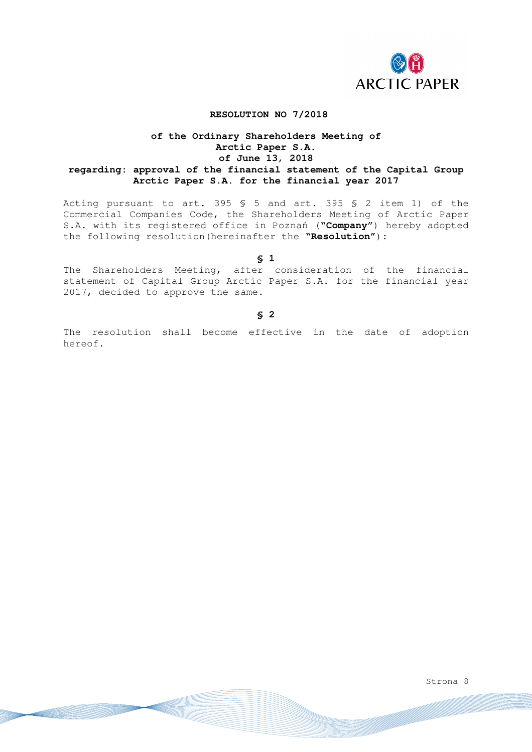**RESOLUTION NO 7/2018**

**of the Ordinary Shareholders Meeting of Arctic Paper S.A. of June 13, 2018 regarding: approval of the financial statement of the Capital Group Arctic Paper S.A. for the financial year 2017**

Acting pursuant to art. 395 § 5 and art. 395 § 2 item 1) of the Commercial Companies Code, the Shareholders Meeting of Arctic Paper S.A. with its registered office in Poznań (**"Company"**) hereby adopted the following resolution(hereinafter the **"Resolution"**):

**§ 1**

The Shareholders Meeting, after consideration of the financial statement of Capital Group Arctic Paper S.A. for the financial year 2017, decided to approve the same.

**§ 2**

The resolution shall become effective in the date of adoption hereof.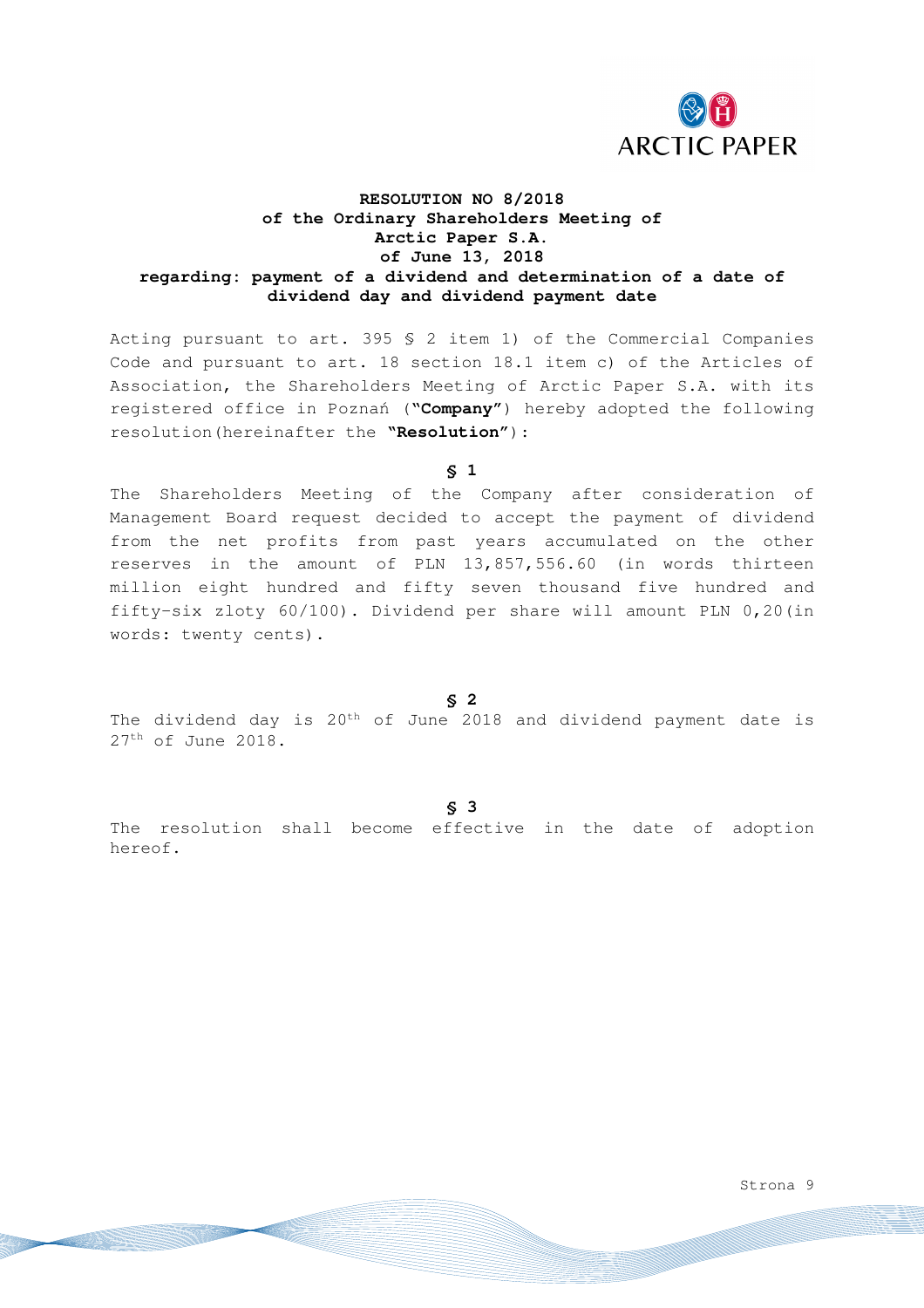**RESOLUTION NO 8/2018**
**of the Ordinary Shareholders Meeting of**
**Arctic Paper S.A.**
**of June 13, 2018**
**regarding: payment of a dividend and determination of a date of dividend day and dividend payment date**

Acting pursuant to art. 395 § 2 item 1) of the Commercial Companies Code and pursuant to art. 18 section 18.1 item c) of the Articles of Association, the Shareholders Meeting of Arctic Paper S.A. with its registered office in Poznań (**"Company"**) hereby adopted the following resolution(hereinafter the **"Resolution"**):

**§ 1**

The Shareholders Meeting of the Company after consideration of Management Board request decided to accept the payment of dividend from the net profits from past years accumulated on the other reserves in the amount of PLN 13,857,556.60 (in words thirteen million eight hundred and fifty seven thousand five hundred and fifty-six zloty 60/100). Dividend per share will amount PLN 0,20(in words: twenty cents).

**§ 2**

The dividend day is 20th of June 2018 and dividend payment date is 27th of June 2018.

**§ 3**

The resolution shall become effective in the date of adoption hereof.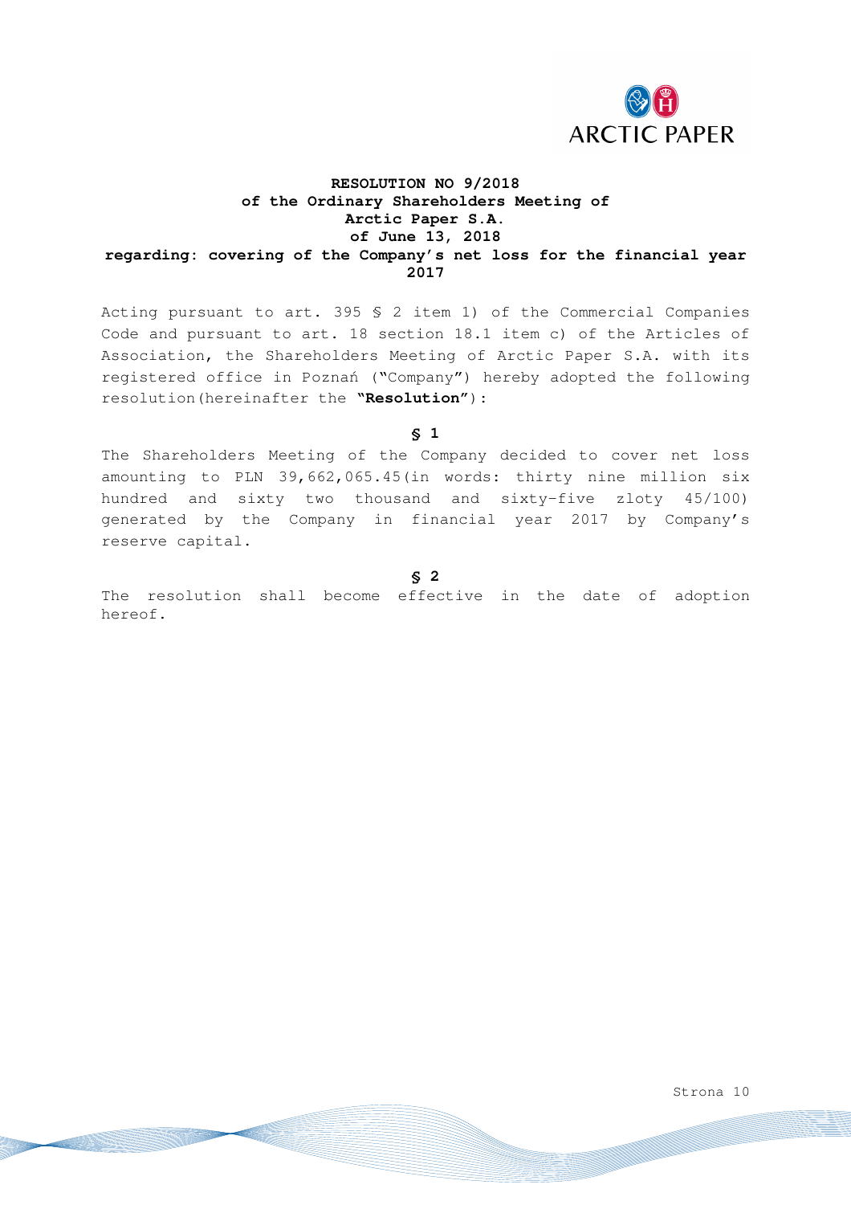**RESOLUTION NO 9/2018**
**of the Ordinary Shareholders Meeting of**
**Arctic Paper S.A.**
**of June 13, 2018**
**regarding: covering of the Company's net loss for the financial year 2017**

Acting pursuant to art. 395 § 2 item 1) of the Commercial Companies Code and pursuant to art. 18 section 18.1 item c) of the Articles of Association, the Shareholders Meeting of Arctic Paper S.A. with its registered office in Poznań ("Company") hereby adopted the following resolution(hereinafter the **"Resolution"**):

**§ 1**

The Shareholders Meeting of the Company decided to cover net loss amounting to PLN 39,662,065.45(in words: thirty nine million six hundred and sixty two thousand and sixty-five zloty 45/100) generated by the Company in financial year 2017 by Company's reserve capital.

**§ 2**

The resolution shall become effective in the date of adoption hereof.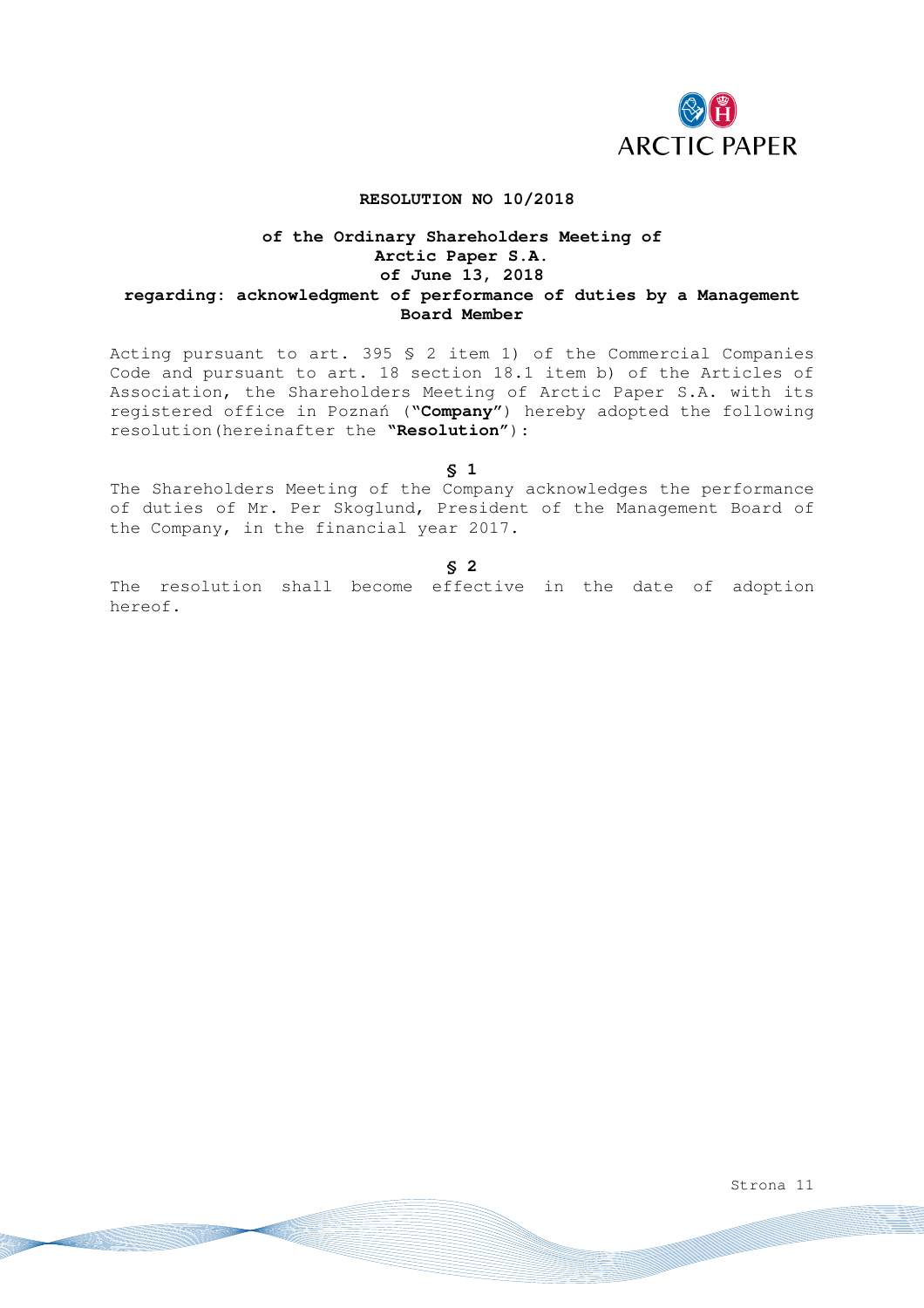**RESOLUTION NO 10/2018**

**of the Ordinary Shareholders Meeting of Arctic Paper S.A. of June 13, 2018 regarding: acknowledgment of performance of duties by a Management Board Member**

Acting pursuant to art. 395 § 2 item 1) of the Commercial Companies Code and pursuant to art. 18 section 18.1 item b) of the Articles of Association, the Shareholders Meeting of Arctic Paper S.A. with its registered office in Poznań (**"Company"**) hereby adopted the following resolution(hereinafter the **"Resolution"**):

**§ 1**

The Shareholders Meeting of the Company acknowledges the performance of duties of Mr. Per Skoglund, President of the Management Board of the Company, in the financial year 2017.

**§ 2**

The resolution shall become effective in the date of adoption hereof.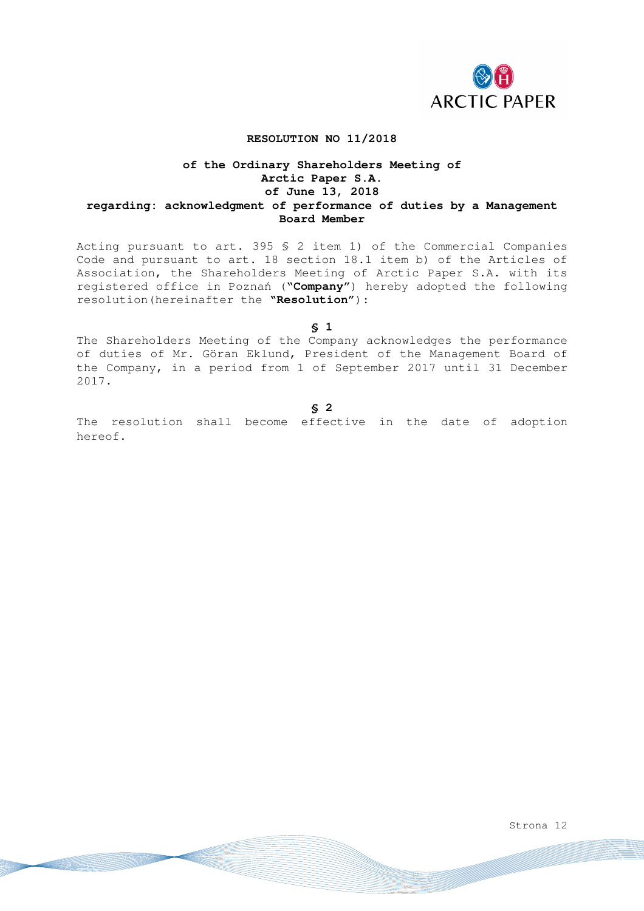**RESOLUTION NO 11/2018**

**of the Ordinary Shareholders Meeting of Arctic Paper S.A. of June 13, 2018 regarding: acknowledgment of performance of duties by a Management Board Member**

Acting pursuant to art. 395 § 2 item 1) of the Commercial Companies Code and pursuant to art. 18 section 18.1 item b) of the Articles of Association, the Shareholders Meeting of Arctic Paper S.A. with its registered office in Poznań (**"Company"**) hereby adopted the following resolution(hereinafter the **"Resolution"**):

**§ 1**

The Shareholders Meeting of the Company acknowledges the performance of duties of Mr. Göran Eklund, President of the Management Board of the Company, in a period from 1 of September 2017 until 31 December 2017.

**§ 2**

The resolution shall become effective in the date of adoption hereof.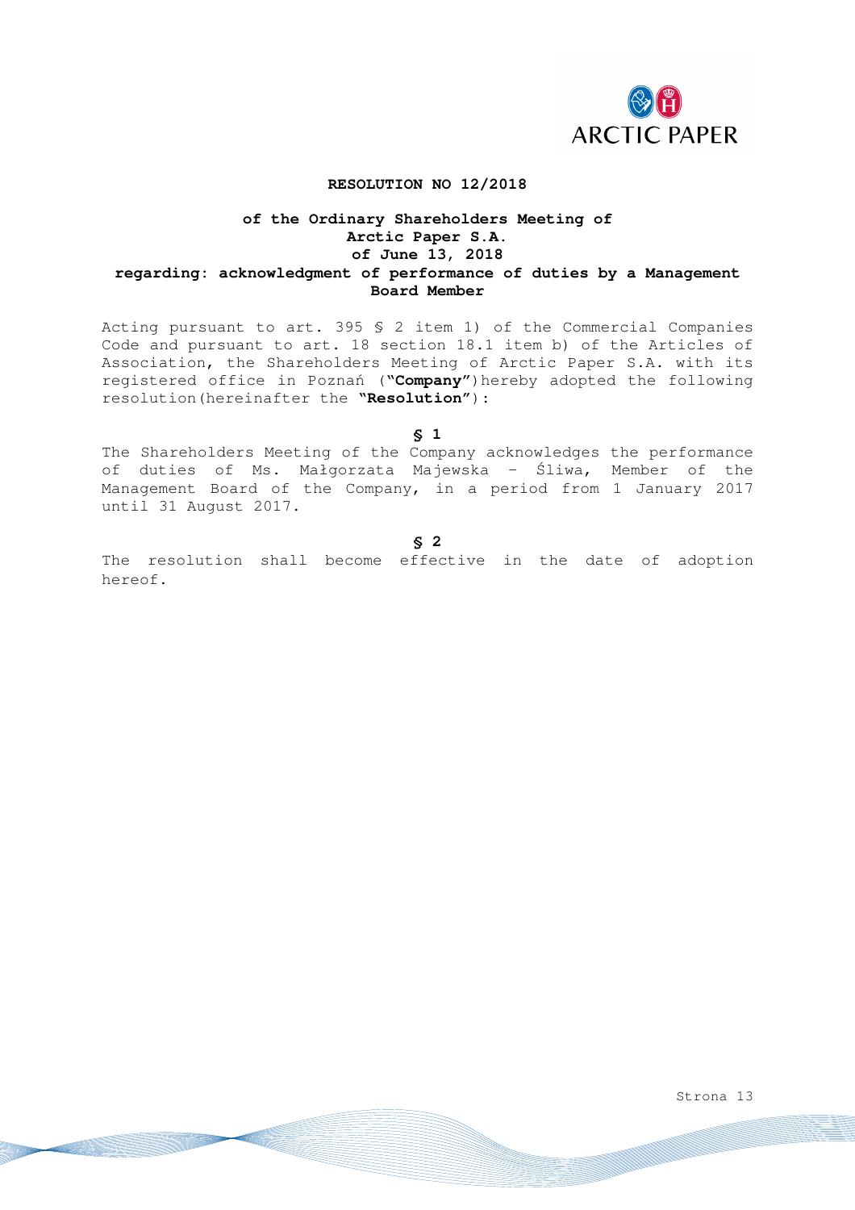**RESOLUTION NO 12/2018**

**of the Ordinary Shareholders Meeting of Arctic Paper S.A. of June 13, 2018 regarding: acknowledgment of performance of duties by a Management Board Member**

Acting pursuant to art. 395 § 2 item 1) of the Commercial Companies Code and pursuant to art. 18 section 18.1 item b) of the Articles of Association, the Shareholders Meeting of Arctic Paper S.A. with its registered office in Poznań (**"Company"**)hereby adopted the following resolution(hereinafter the **"Resolution"**):

**§ 1**

The Shareholders Meeting of the Company acknowledges the performance of duties of Ms. Małgorzata Majewska – Śliwa, Member of the Management Board of the Company, in a period from 1 January 2017 until 31 August 2017.

**§ 2**

The resolution shall become effective in the date of adoption hereof.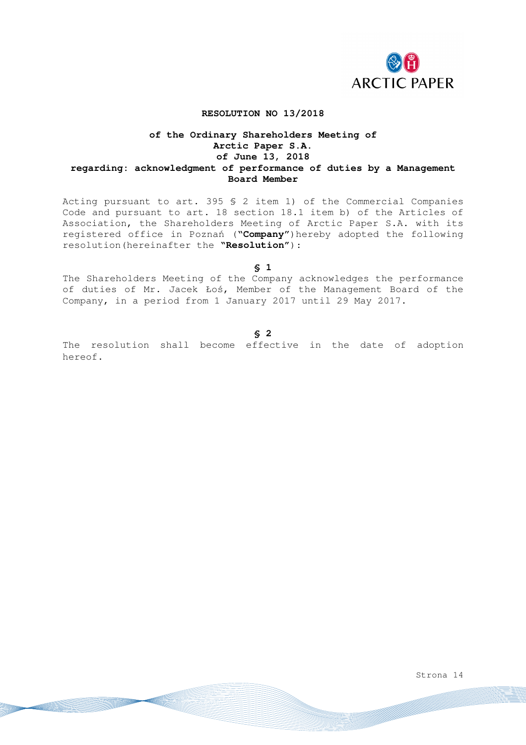**RESOLUTION NO 13/2018**

**of the Ordinary Shareholders Meeting of Arctic Paper S.A. of June 13, 2018 regarding: acknowledgment of performance of duties by a Management Board Member**

Acting pursuant to art. 395 § 2 item 1) of the Commercial Companies Code and pursuant to art. 18 section 18.1 item b) of the Articles of Association, the Shareholders Meeting of Arctic Paper S.A. with its registered office in Poznań (**"Company"**)hereby adopted the following resolution(hereinafter the **"Resolution"**):

**§ 1**

The Shareholders Meeting of the Company acknowledges the performance of duties of Mr. Jacek Łoś, Member of the Management Board of the Company, in a period from 1 January 2017 until 29 May 2017.

**§ 2**

The resolution shall become effective in the date of adoption hereof.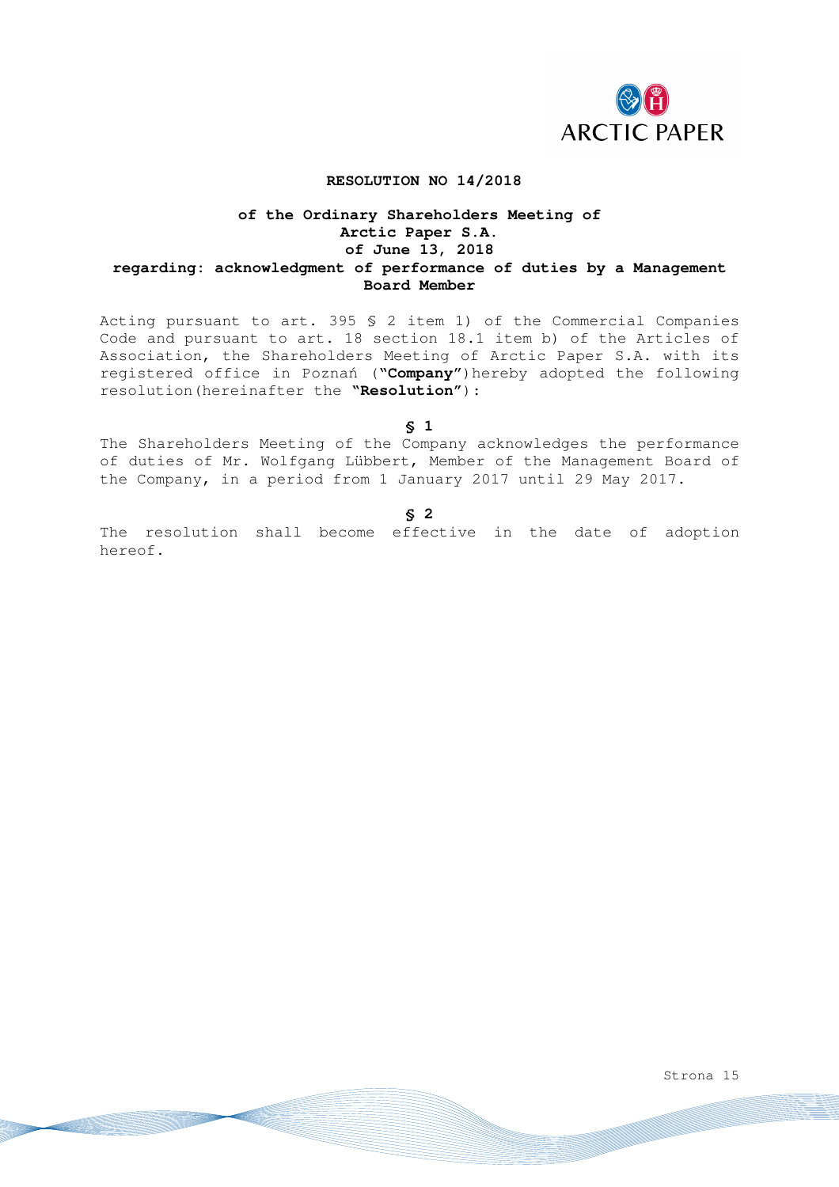**RESOLUTION NO 14/2018**

**of the Ordinary Shareholders Meeting of Arctic Paper S.A. of June 13, 2018 regarding: acknowledgment of performance of duties by a Management Board Member**

Acting pursuant to art. 395 § 2 item 1) of the Commercial Companies Code and pursuant to art. 18 section 18.1 item b) of the Articles of Association, the Shareholders Meeting of Arctic Paper S.A. with its registered office in Poznań (**"Company"**)hereby adopted the following resolution(hereinafter the **"Resolution"**):

**§ 1**

The Shareholders Meeting of the Company acknowledges the performance of duties of Mr. Wolfgang Lübbert, Member of the Management Board of the Company, in a period from 1 January 2017 until 29 May 2017.

**§ 2**

The resolution shall become effective in the date of adoption hereof.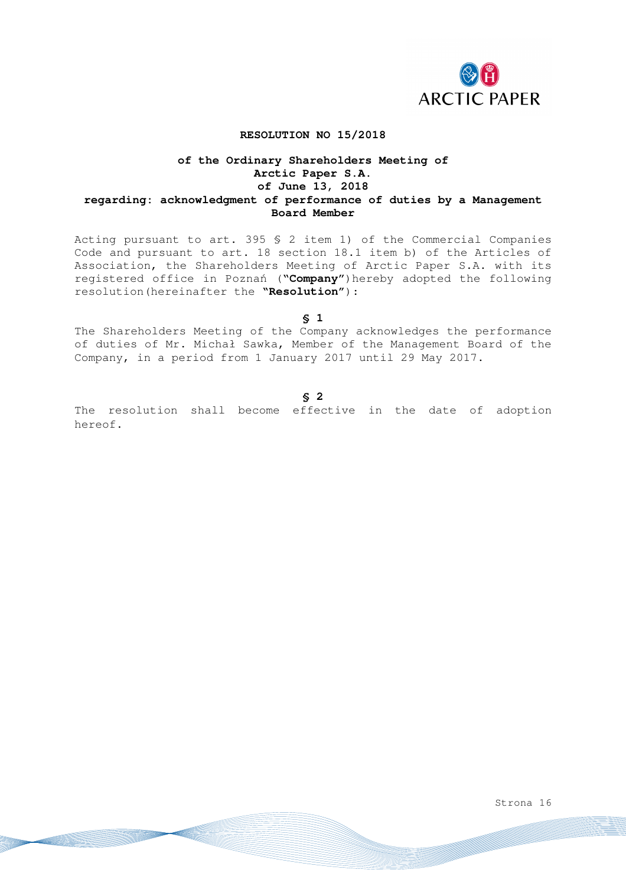**RESOLUTION NO 15/2018**

**of the Ordinary Shareholders Meeting of Arctic Paper S.A. of June 13, 2018 regarding: acknowledgment of performance of duties by a Management Board Member**

Acting pursuant to art. 395 § 2 item 1) of the Commercial Companies Code and pursuant to art. 18 section 18.1 item b) of the Articles of Association, the Shareholders Meeting of Arctic Paper S.A. with its registered office in Poznań (**"Company"**)hereby adopted the following resolution(hereinafter the **"Resolution"**):

**§ 1**

The Shareholders Meeting of the Company acknowledges the performance of duties of Mr. Michał Sawka, Member of the Management Board of the Company, in a period from 1 January 2017 until 29 May 2017.

**§ 2**

The resolution shall become effective in the date of adoption hereof.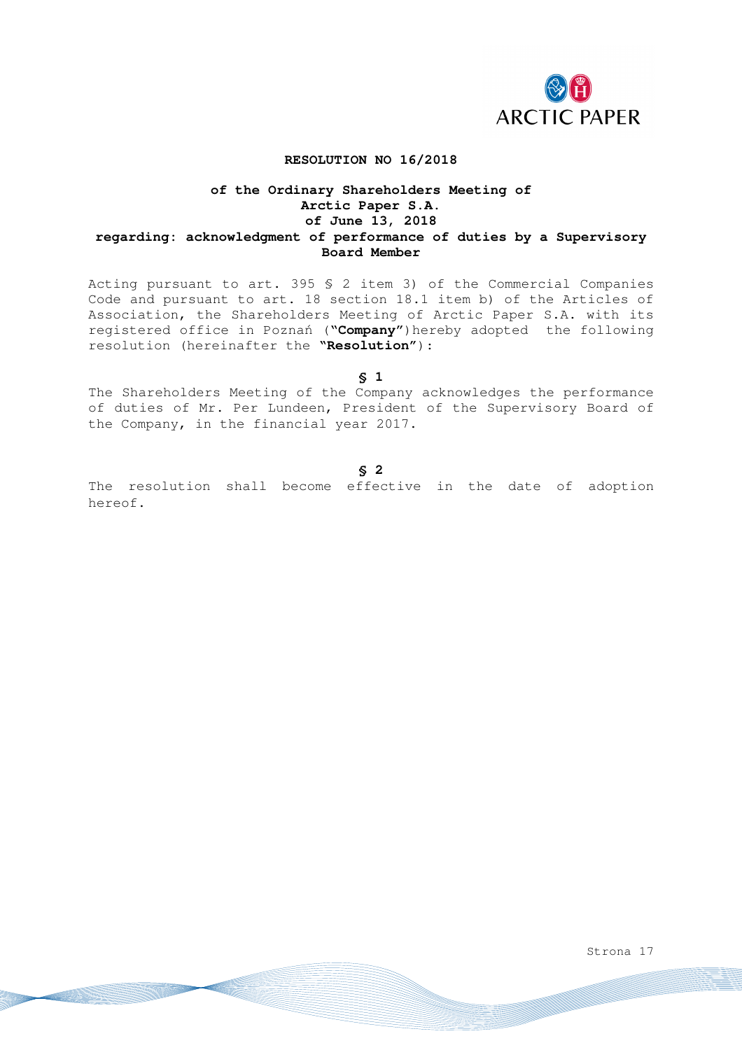**RESOLUTION NO 16/2018**

**of the Ordinary Shareholders Meeting of Arctic Paper S.A. of June 13, 2018 regarding: acknowledgment of performance of duties by a Supervisory Board Member**

Acting pursuant to art. 395 § 2 item 3) of the Commercial Companies Code and pursuant to art. 18 section 18.1 item b) of the Articles of Association, the Shareholders Meeting of Arctic Paper S.A. with its registered office in Poznań (**"Company"**)hereby adopted the following resolution (hereinafter the **"Resolution"**):

**§ 1**

The Shareholders Meeting of the Company acknowledges the performance of duties of Mr. Per Lundeen, President of the Supervisory Board of the Company, in the financial year 2017.

**§ 2**

The resolution shall become effective in the date of adoption hereof.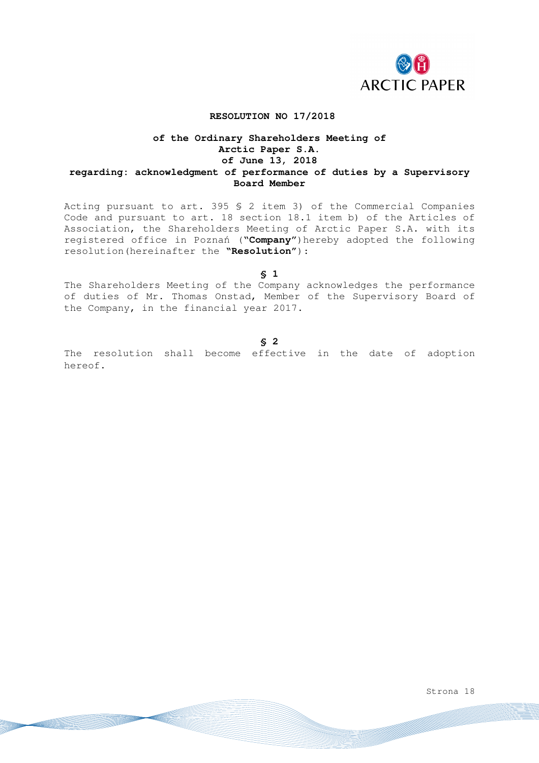**RESOLUTION NO 17/2018**

**of the Ordinary Shareholders Meeting of Arctic Paper S.A. of June 13, 2018 regarding: acknowledgment of performance of duties by a Supervisory Board Member**

Acting pursuant to art. 395 § 2 item 3) of the Commercial Companies Code and pursuant to art. 18 section 18.1 item b) of the Articles of Association, the Shareholders Meeting of Arctic Paper S.A. with its registered office in Poznań (**"Company"**)hereby adopted the following resolution(hereinafter the **"Resolution"**):

**§ 1**

The Shareholders Meeting of the Company acknowledges the performance of duties of Mr. Thomas Onstad, Member of the Supervisory Board of the Company, in the financial year 2017.

**§ 2**

The resolution shall become effective in the date of adoption hereof.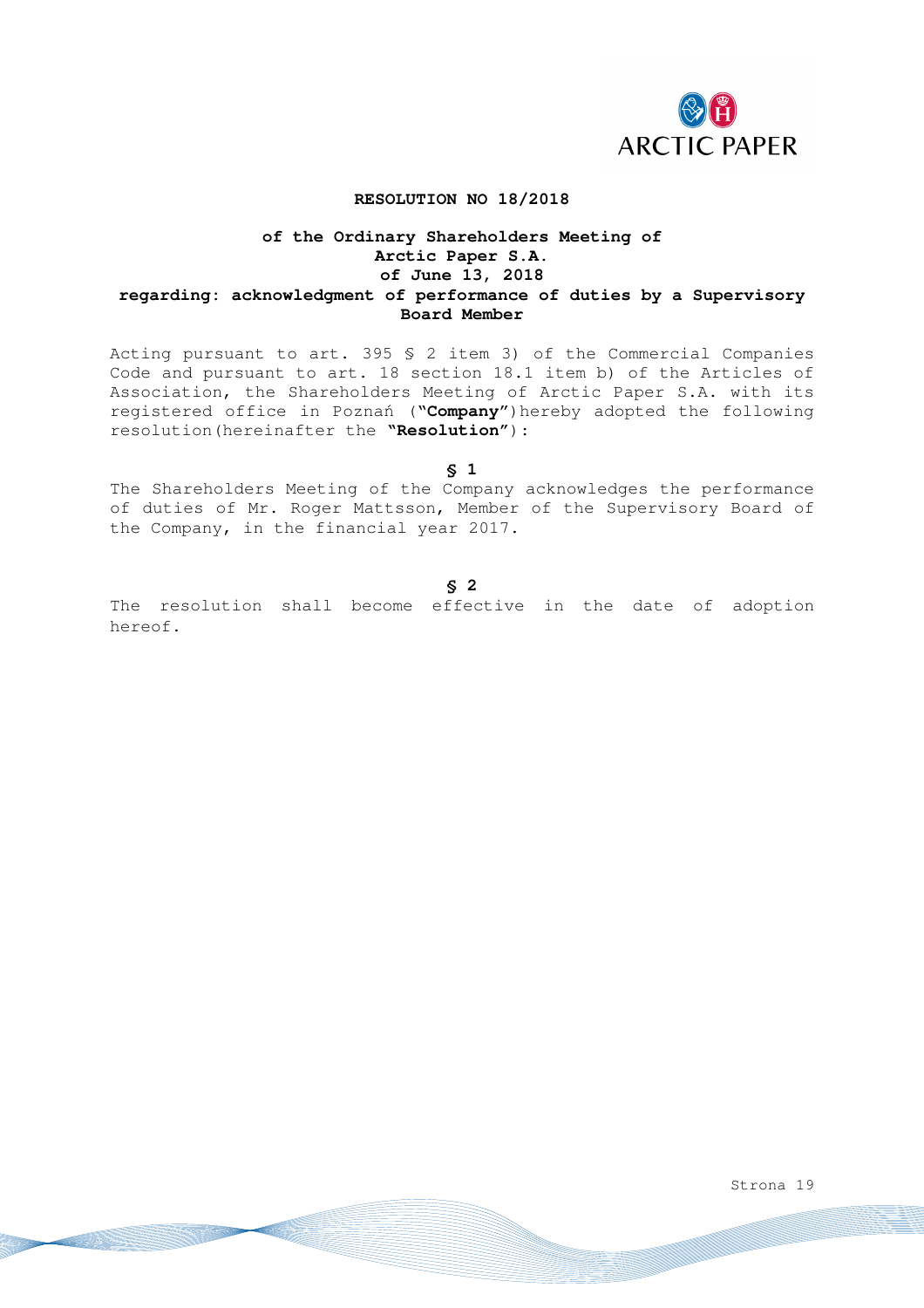**RESOLUTION NO 18/2018**

**of the Ordinary Shareholders Meeting of**
**Arctic Paper S.A.**
**of June 13, 2018**
**regarding: acknowledgment of performance of duties by a Supervisory Board Member**

Acting pursuant to art. 395 § 2 item 3) of the Commercial Companies Code and pursuant to art. 18 section 18.1 item b) of the Articles of Association, the Shareholders Meeting of Arctic Paper S.A. with its registered office in Poznań (**"Company"**)hereby adopted the following resolution(hereinafter the **"Resolution"**):

**§ 1**

The Shareholders Meeting of the Company acknowledges the performance of duties of Mr. Roger Mattsson, Member of the Supervisory Board of the Company, in the financial year 2017.

**§ 2**

The resolution shall become effective in the date of adoption hereof.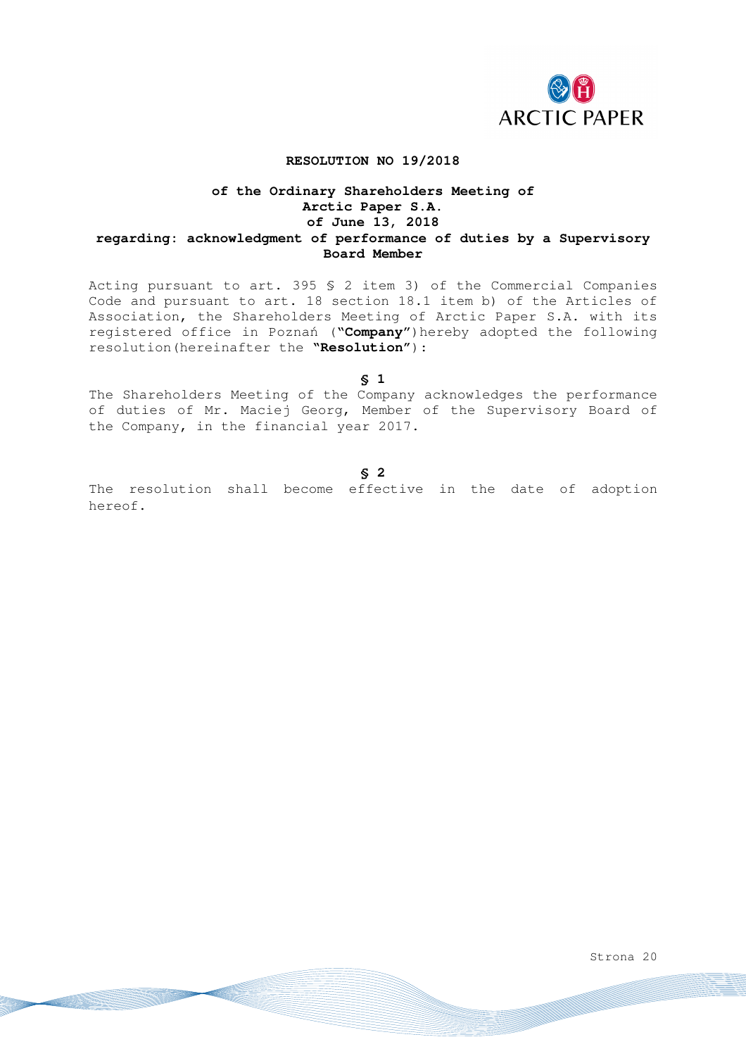**RESOLUTION NO 19/2018**

**of the Ordinary Shareholders Meeting of Arctic Paper S.A. of June 13, 2018 regarding: acknowledgment of performance of duties by a Supervisory Board Member**

Acting pursuant to art. 395 § 2 item 3) of the Commercial Companies Code and pursuant to art. 18 section 18.1 item b) of the Articles of Association, the Shareholders Meeting of Arctic Paper S.A. with its registered office in Poznań (**"Company"**)hereby adopted the following resolution(hereinafter the **"Resolution"**):

**§ 1**

The Shareholders Meeting of the Company acknowledges the performance of duties of Mr. Maciej Georg, Member of the Supervisory Board of the Company, in the financial year 2017.

**§ 2**

The resolution shall become effective in the date of adoption hereof.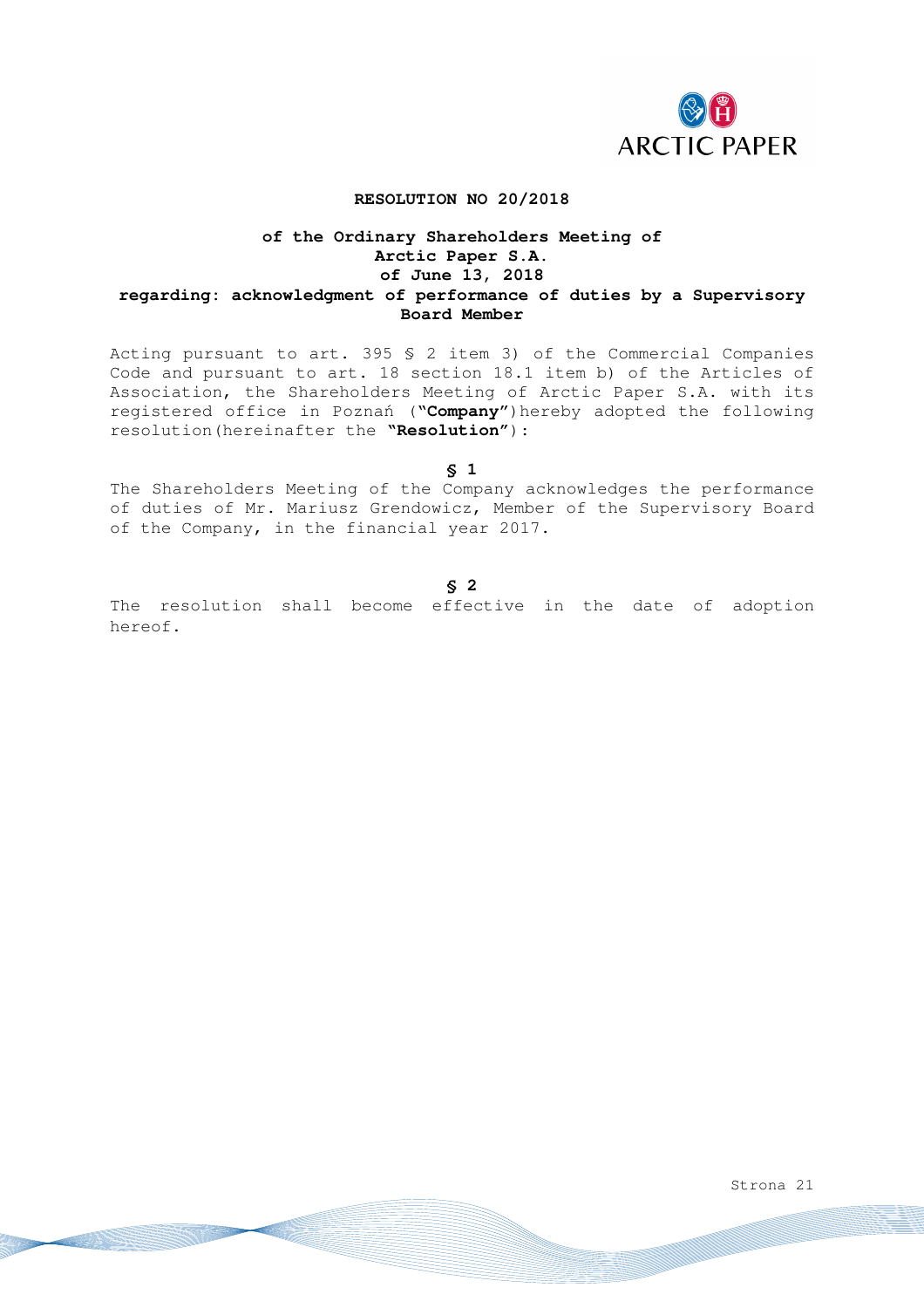**RESOLUTION NO 20/2018**

**of the Ordinary Shareholders Meeting of**
**Arctic Paper S.A.**
**of June 13, 2018**
**regarding: acknowledgment of performance of duties by a Supervisory Board Member**

Acting pursuant to art. 395 § 2 item 3) of the Commercial Companies Code and pursuant to art. 18 section 18.1 item b) of the Articles of Association, the Shareholders Meeting of Arctic Paper S.A. with its registered office in Poznań (**"Company"**)hereby adopted the following resolution(hereinafter the **"Resolution"**):

**§ 1**

The Shareholders Meeting of the Company acknowledges the performance of duties of Mr. Mariusz Grendowicz, Member of the Supervisory Board of the Company, in the financial year 2017.

**§ 2**

The resolution shall become effective in the date of adoption hereof.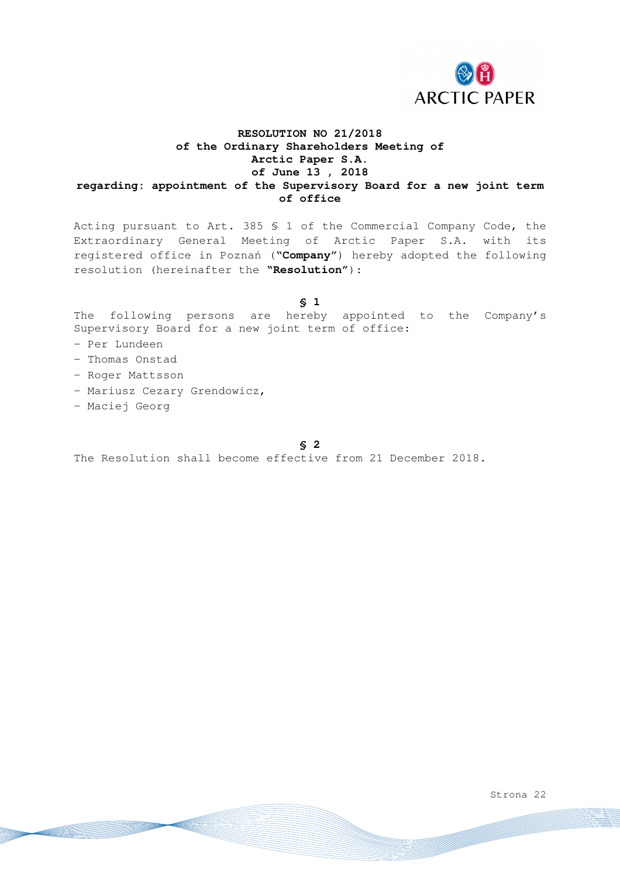**RESOLUTION NO 21/2018**
**of the Ordinary Shareholders Meeting of**
**Arctic Paper S.A.**
**of June 13 , 2018**
**regarding: appointment of the Supervisory Board for a new joint term of office**

Acting pursuant to Art. 385 § 1 of the Commercial Company Code, the Extraordinary General Meeting of Arctic Paper S.A. with its registered office in Poznań (**"Company"**) hereby adopted the following resolution (hereinafter the **"Resolution"**):

**§ 1**

The following persons are hereby appointed to the Company's Supervisory Board for a new joint term of office:

- Per Lundeen
- Thomas Onstad
- Roger Mattsson
- Mariusz Cezary Grendowicz,
- Maciej Georg

**§ 2**

The Resolution shall become effective from 21 December 2018.